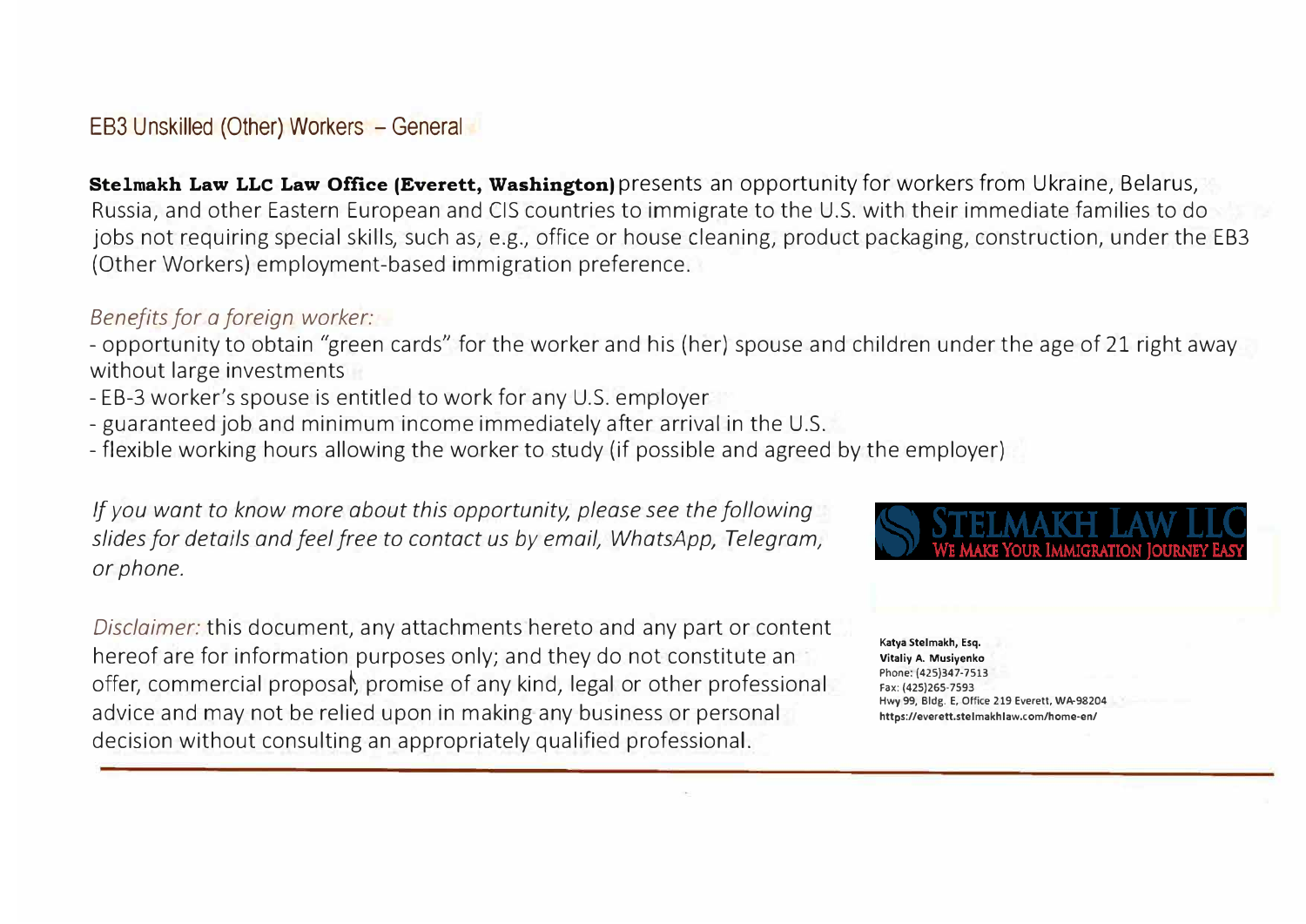## EB3 Unskilled (Other) Workers – General

**Stelmakh Law LLC Law Office (Everett, Washington)** presents an opportunity for workers from Ukraine, Belarus, Russia, and other Eastern European and CIS countries to immigrate to the U.S. with their immediate families to do jobs not requiring special skills, such as, e.g., office or house cleaning, product packaging, construction, under the EB3 (Other Workers) employment-based immigration preference.

*Benefits for a foreign worker:*

- opportunity to obtain "green cards" for the worker and his (her) spouse and children under the age of 21 right away without large investments
- EB-3 worker's spouse is entitled to work for any U.S. employer
- guaranteed job and minimum income immediately after arrival in the U.S.
- flexible working hours allowing the worker to study (if possible and agreed by the employer)

*If you want to know more about this opportunity, please see the following slides for details and feel free to contact us by email, WhatsApp, Telegram, or phone.*

STELMAKH LAW LLC
WE MAKE YOUR IMMIGRATION JOURNEY EASY

*Disclaimer:* this document, any attachments hereto and any part or content hereof are for information purposes only; and they do not constitute an offer, commercial proposal, promise of any kind, legal or other professional advice and may not be relied upon in making any business or personal decision without consulting an appropriately qualified professional.

**Katya Stelmakh, Esq.**
**Vitaliy A. Musiyenko**
Phone: (425)347-7513
Fax: (425)265-7593
Hwy 99, Bldg. E, Office 219 Everett, WA-98204
https://everett.stelmakhlaw.com/home-en/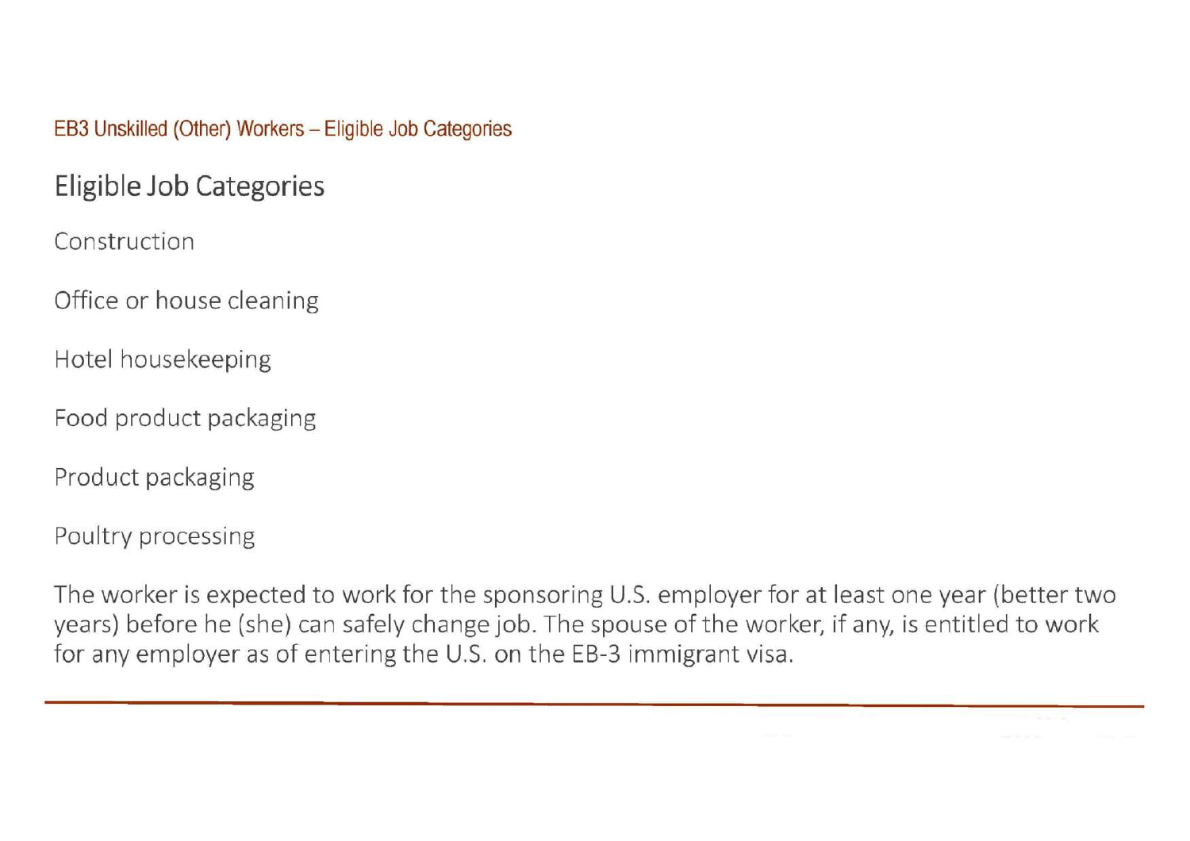EB3 Unskilled (Other) Workers – Eligible Job Categories

## Eligible Job Categories

Construction

Office or house cleaning

Hotel housekeeping

Food product packaging

Product packaging

Poultry processing

The worker is expected to work for the sponsoring U.S. employer for at least one year (better two years) before he (she) can safely change job. The spouse of the worker, if any, is entitled to work for any employer as of entering the U.S. on the EB-3 immigrant visa.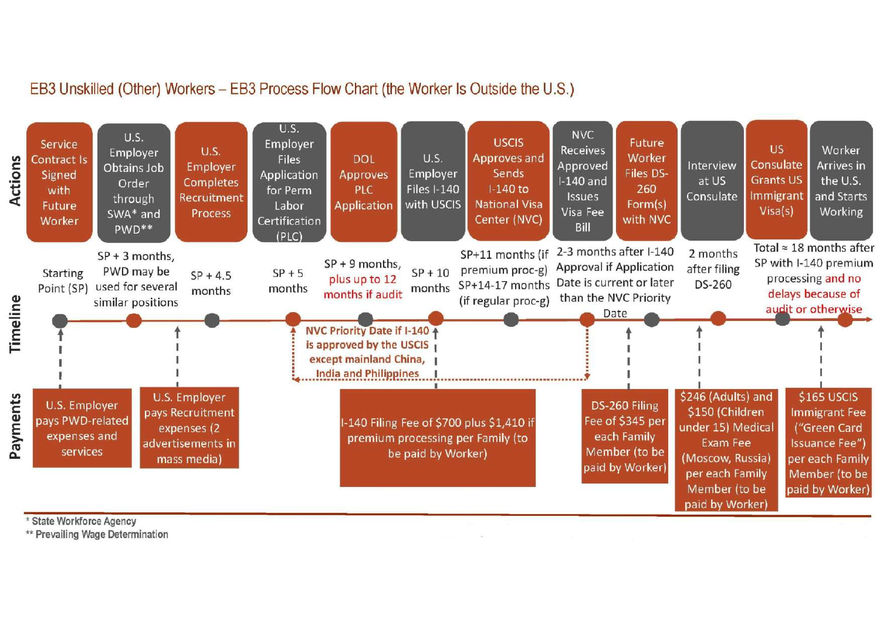# EB3 Unskilled (Other) Workers – EB3 Process Flow Chart (the Worker Is Outside the U.S.)

| Actions | Timeline | Payments |
| --- | --- | --- |
| Service Contract Is Signed with Future Worker | Starting Point (SP) | U.S. Employer pays PWD-related expenses and services |
| U.S. Employer Obtains Job Order through SWA* and PWD** | SP + 3 months, PWD may be used for several similar positions | |
| U.S. Employer Completes Recruitment Process | SP + 4.5 months | U.S. Employer pays Recruitment expenses (2 advertisements in mass media) |
| U.S. Employer Files Application for Perm Labor Certification (PLC) | SP + 5 months | |
| DOL Approves PLC Application | SP + 9 months, plus up to 12 months if audit | |
| U.S. Employer Files I-140 with USCIS | SP + 10 months | I-140 Filing Fee of $700 plus $1,410 if premium processing per Family (to be paid by Worker) |
| USCIS Approves and Sends I-140 to National Visa Center (NVC) | SP+11 months (if premium proc-g) SP+14-17 months (if regular proc-g) | |
| NVC Receives Approved I-140 and Issues Visa Fee Bill | 2-3 months after I-140 Approval if Application Date is current or later than the NVC Priority Date | |
| Future Worker Files DS-260 Form(s) with NVC | | DS-260 Filing Fee of $345 per each Family Member (to be paid by Worker) |
| Interview at US Consulate | 2 months after filing DS-260 | $246 (Adults) and $150 (Children under 15) Medical Exam Fee (Moscow, Russia) per each Family Member (to be paid by Worker) |
| US Consulate Grants US Immigrant Visa(s) | | |
| Worker Arrives in the U.S. and Starts Working | Total ≈ 18 months after SP with I-140 premium processing and no delays because of audit or otherwise | $165 USCIS Immigrant Fee ("Green Card Issuance Fee") per each Family Member (to be paid by Worker) |

NVC Priority Date if I-140 is approved by the USCIS except mainland China, India and Philippines

\* State Workforce Agency

\*\* Prevailing Wage Determination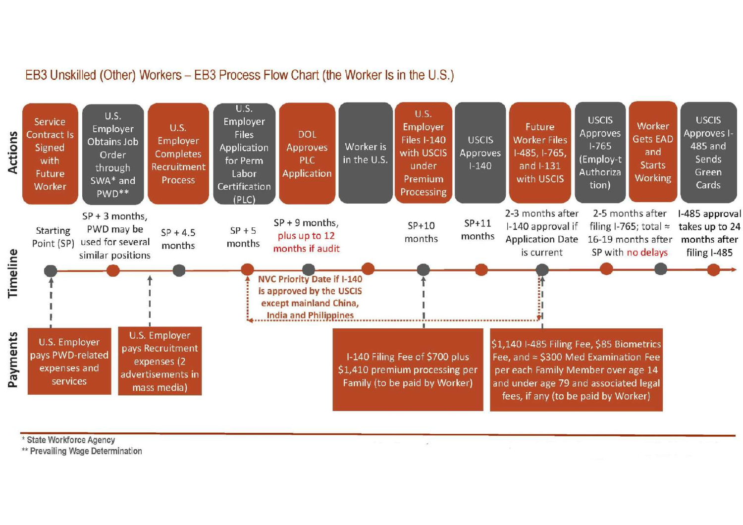## EB3 Unskilled (Other) Workers – EB3 Process Flow Chart (the Worker Is in the U.S.)

### Actions and Timeline

| Actions | Timeline |
|---|---|
| Service Contract Is Signed with Future Worker | Starting Point (SP) |
| U.S. Employer Obtains Job Order through SWA* and PWD** | SP + 3 months, PWD may be used for several similar positions |
| U.S. Employer Completes Recruitment Process | SP + 4.5 months |
| U.S. Employer Files Application for Perm Labor Certification (PLC) | SP + 5 months |
| DOL Approves PLC Application | SP + 9 months, plus up to 12 months if audit |
| Worker is in the U.S. | |
| U.S. Employer Files I-140 with USCIS under Premium Processing | SP+10 months |
| USCIS Approves I-140 | SP+11 months |
| Future Worker Files I-485, I-765, and I-131 with USCIS | 2-3 months after I-140 approval if Application Date is current |
| USCIS Approves I-765 (Employ-t Authoriza tion) | 2-5 months after filing I-765; total ≈ 16-19 months after SP with no delays |
| Worker Gets EAD and Starts Working | |
| USCIS Approves I-485 and Sends Green Cards | I-485 approval takes up to 24 months after filing I-485 |

NVC Priority Date if I-140 is approved by the USCIS except mainland China, India and Philippines

### Payments

- U.S. Employer pays PWD-related expenses and services
- U.S. Employer pays Recruitment expenses (2 advertisements in mass media)
- I-140 Filing Fee of $700 plus $1,410 premium processing per Family (to be paid by Worker)
- $1,140 I-485 Filing Fee, $85 Biometrics Fee, and ≈ $300 Med Examination Fee per each Family Member over age 14 and under age 79 and associated legal fees, if any (to be paid by Worker)

---

* State Workforce Agency

** Prevailing Wage Determination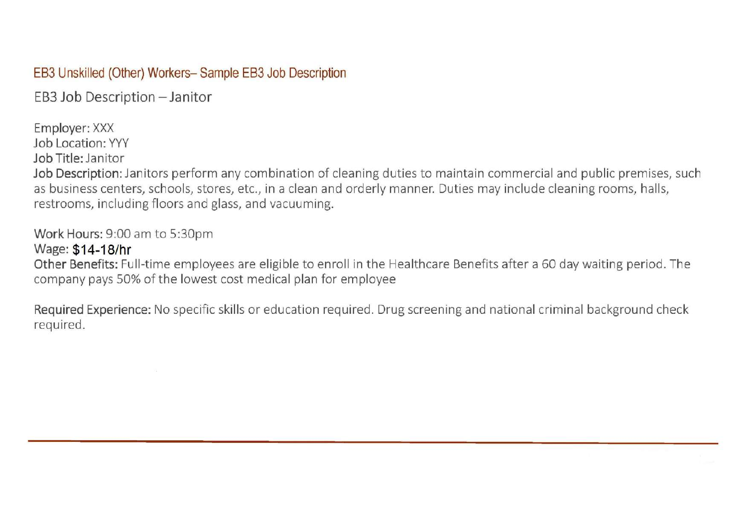## EB3 Unskilled (Other) Workers– Sample EB3 Job Description

### EB3 Job Description – Janitor

**Employer:** XXX
**Job Location:** YYY
**Job Title:** Janitor
**Job Description:** Janitors perform any combination of cleaning duties to maintain commercial and public premises, such as business centers, schools, stores, etc., in a clean and orderly manner. Duties may include cleaning rooms, halls, restrooms, including floors and glass, and vacuuming.

**Work Hours:** 9:00 am to 5:30pm
**Wage:** $14-18/hr
**Other Benefits:** Full-time employees are eligible to enroll in the Healthcare Benefits after a 60 day waiting period. The company pays 50% of the lowest cost medical plan for employee

**Required Experience:** No specific skills or education required. Drug screening and national criminal background check required.